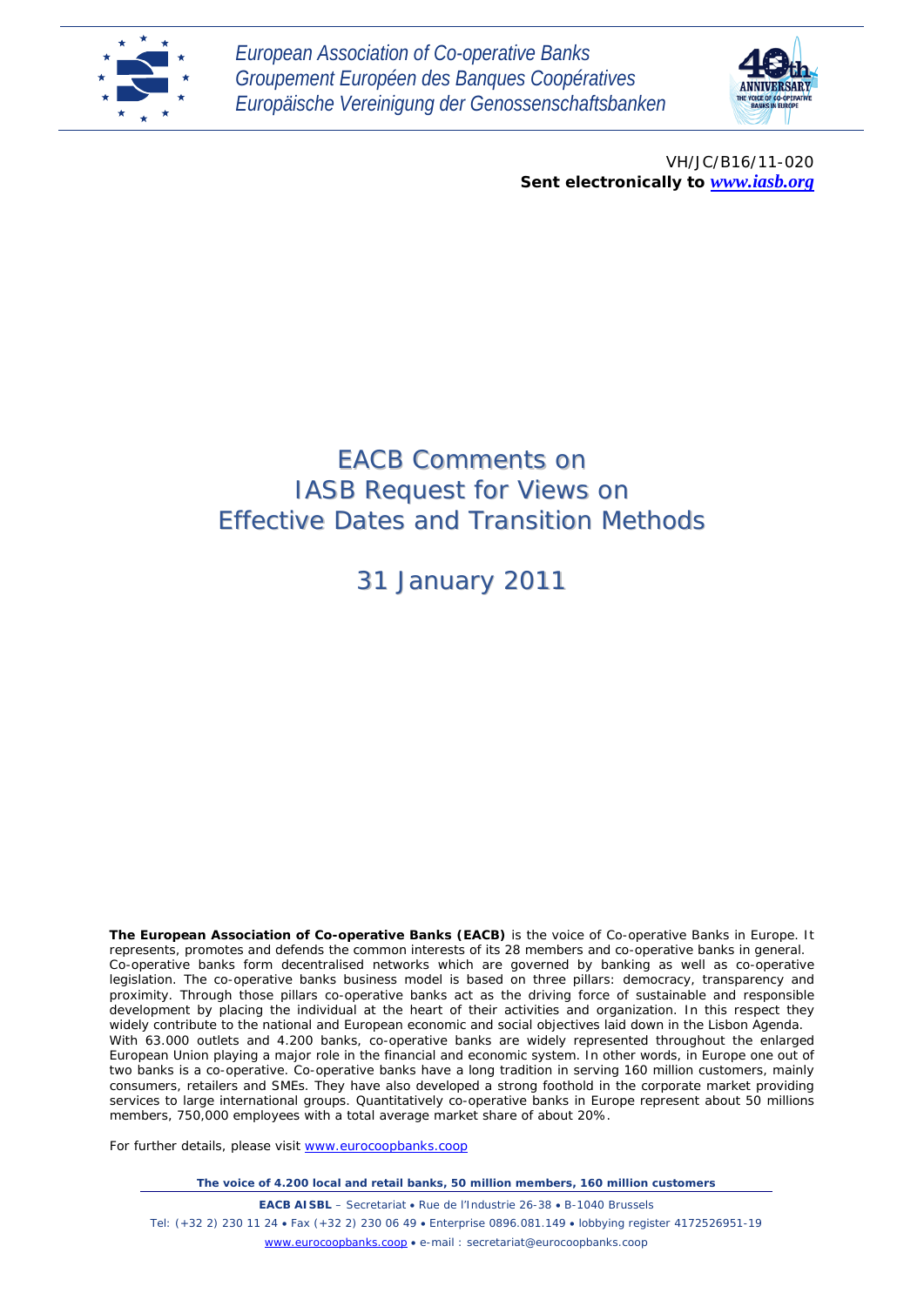*European Association of Co-operative Banks*
*Groupement Européen des Banques Coopératives*
*Europäische Vereinigung der Genossenschaftsbanken*

VH/JC/B16/11-020
**Sent electronically to [www.iasb.org](http://www.iasb.org)**

# EACB Comments on IASB Request for Views on Effective Dates and Transition Methods

## 31 January 2011

**The European Association of Co-operative Banks (EACB)** is the voice of Co-operative Banks in Europe. It represents, promotes and defends the common interests of its 28 members and co-operative banks in general. Co-operative banks form decentralised networks which are governed by banking as well as co-operative legislation. The co-operative banks business model is based on three pillars: democracy, transparency and proximity. Through those pillars co-operative banks act as the driving force of sustainable and responsible development by placing the individual at the heart of their activities and organization. In this respect they widely contribute to the national and European economic and social objectives laid down in the Lisbon Agenda.
With 63.000 outlets and 4.200 banks, co-operative banks are widely represented throughout the enlarged European Union playing a major role in the financial and economic system. In other words, in Europe one out of two banks is a co-operative. Co-operative banks have a long tradition in serving 160 million customers, mainly consumers, retailers and SMEs. They have also developed a strong foothold in the corporate market providing services to large international groups. Quantitatively co-operative banks in Europe represent about 50 millions members, 750,000 employees with a total average market share of about 20%.

For further details, please visit [www.eurocoopbanks.coop](http://www.eurocoopbanks.coop)

**The voice of 4.200 local and retail banks, 50 million members, 160 million customers**

**EACB AISBL** – Secretariat • Rue de l'Industrie 26-38 • B-1040 Brussels
Tel: (+32 2) 230 11 24 • Fax (+32 2) 230 06 49 • Enterprise 0896.081.149 • lobbying register 4172526951-19
[www.eurocoopbanks.coop](http://www.eurocoopbanks.coop) • e-mail : secretariat@eurocoopbanks.coop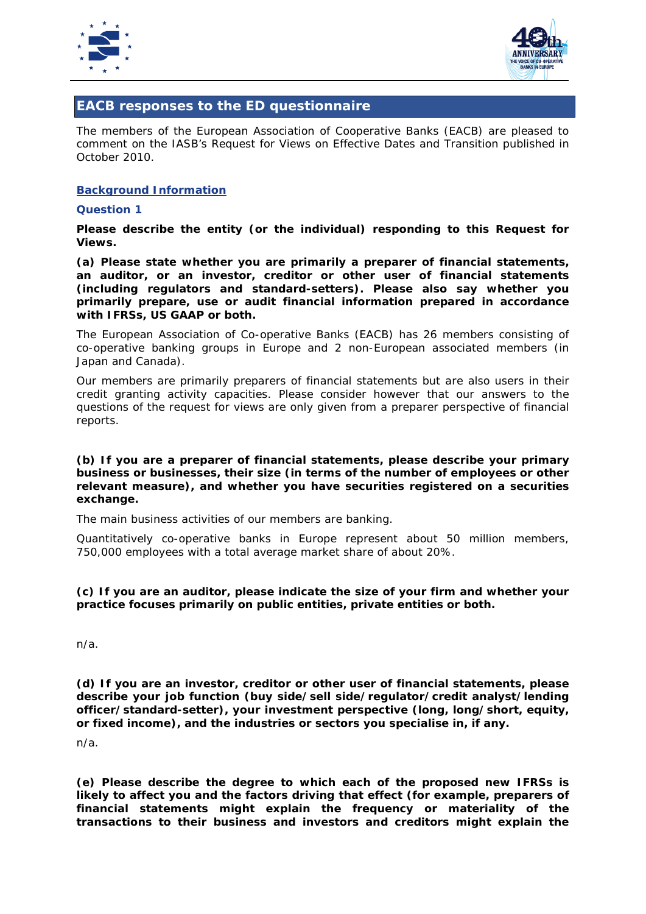## EACB responses to the ED questionnaire

The members of the European Association of Cooperative Banks (EACB) are pleased to comment on the IASB's Request for Views on Effective Dates and Transition published in October 2010.

### Background Information

#### Question 1

**Please describe the entity (or the individual) responding to this Request for Views.**

**(a) Please state whether you are primarily a preparer of financial statements, an auditor, or an investor, creditor or other user of financial statements (including regulators and standard-setters). Please also say whether you primarily prepare, use or audit financial information prepared in accordance with IFRSs, US GAAP or both.**

The European Association of Co-operative Banks (EACB) has 26 members consisting of co-operative banking groups in Europe and 2 non-European associated members (in Japan and Canada).

Our members are primarily preparers of financial statements but are also users in their credit granting activity capacities. Please consider however that our answers to the questions of the request for views are only given from a preparer perspective of financial reports.

**(b) If you are a preparer of financial statements, please describe your primary business or businesses, their size (in terms of the number of employees or other relevant measure), and whether you have securities registered on a securities exchange.**

The main business activities of our members are banking.

Quantitatively co-operative banks in Europe represent about 50 million members, 750,000 employees with a total average market share of about 20%.

**(c) If you are an auditor, please indicate the size of your firm and whether your practice focuses primarily on public entities, private entities or both.**

n/a.

**(d) If you are an investor, creditor or other user of financial statements, please describe your job function (buy side/sell side/regulator/credit analyst/lending officer/standard-setter), your investment perspective (long, long/short, equity, or fixed income), and the industries or sectors you specialise in, if any.**

n/a.

**(e) Please describe the degree to which each of the proposed new IFRSs is likely to affect you and the factors driving that effect (for example, preparers of financial statements might explain the frequency or materiality of the transactions to their business and investors and creditors might explain the**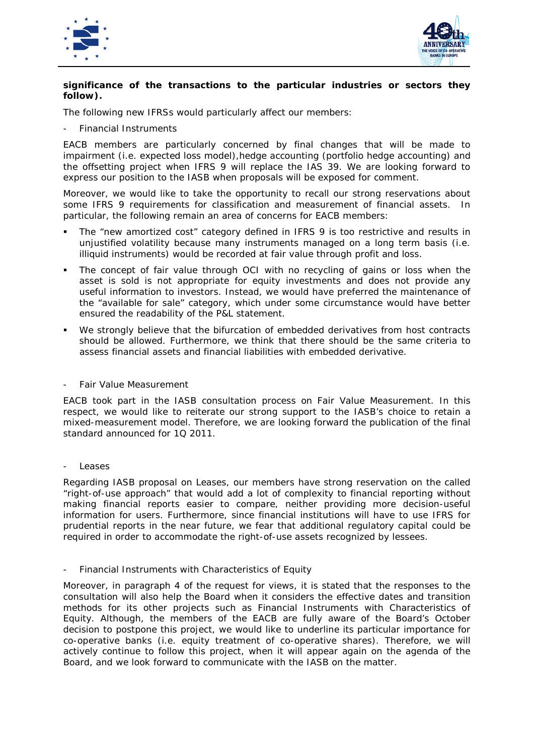**significance of the transactions to the particular industries or sectors they follow).**

The following new IFRSs would particularly affect our members:

- Financial Instruments

EACB members are particularly concerned by final changes that will be made to impairment (i.e. expected loss model),hedge accounting (portfolio hedge accounting) and the offsetting project when IFRS 9 will replace the IAS 39. We are looking forward to express our position to the IASB when proposals will be exposed for comment.

Moreover, we would like to take the opportunity to recall our strong reservations about some IFRS 9 requirements for classification and measurement of financial assets. In particular, the following remain an area of concerns for EACB members:

- The "new amortized cost" category defined in IFRS 9 is too restrictive and results in unjustified volatility because many instruments managed on a long term basis (i.e. illiquid instruments) would be recorded at fair value through profit and loss.
- The concept of fair value through OCI with no recycling of gains or loss when the asset is sold is not appropriate for equity investments and does not provide any useful information to investors. Instead, we would have preferred the maintenance of the "available for sale" category, which under some circumstance would have better ensured the readability of the P&L statement.
- We strongly believe that the bifurcation of embedded derivatives from host contracts should be allowed. Furthermore, we think that there should be the same criteria to assess financial assets and financial liabilities with embedded derivative.

- Fair Value Measurement

EACB took part in the IASB consultation process on Fair Value Measurement. In this respect, we would like to reiterate our strong support to the IASB's choice to retain a mixed-measurement model. Therefore, we are looking forward the publication of the final standard announced for 1Q 2011.

- Leases

Regarding IASB proposal on Leases, our members have strong reservation on the called "right-of-use approach" that would add a lot of complexity to financial reporting without making financial reports easier to compare, neither providing more decision-useful information for users. Furthermore, since financial institutions will have to use IFRS for prudential reports in the near future, we fear that additional regulatory capital could be required in order to accommodate the right-of-use assets recognized by lessees.

- Financial Instruments with Characteristics of Equity

Moreover, in paragraph 4 of the request for views, it is stated that the responses to the consultation will also help the Board when it considers the effective dates and transition methods for its other projects such as Financial Instruments with Characteristics of Equity. Although, the members of the EACB are fully aware of the Board's October decision to postpone this project, we would like to underline its particular importance for co-operative banks (i.e. equity treatment of co-operative shares). Therefore, we will actively continue to follow this project, when it will appear again on the agenda of the Board, and we look forward to communicate with the IASB on the matter.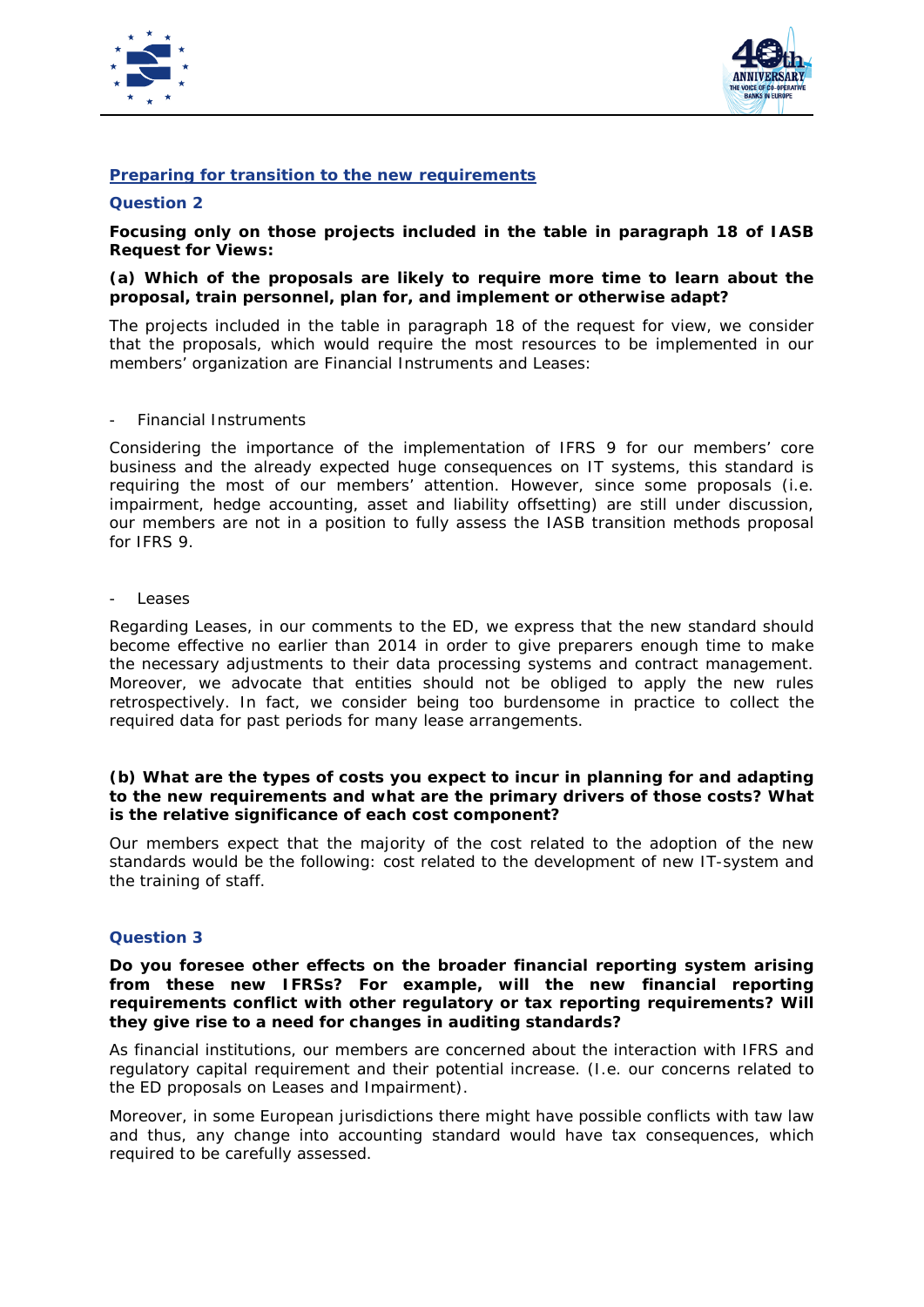## Preparing for transition to the new requirements

### Question 2

**Focusing only on those projects included in the table in paragraph 18 of IASB Request for Views:**

**(a) Which of the proposals are likely to require more time to learn about the proposal, train personnel, plan for, and implement or otherwise adapt?**

The projects included in the table in paragraph 18 of the request for view, we consider that the proposals, which would require the most resources to be implemented in our members' organization are Financial Instruments and Leases:

- Financial Instruments

Considering the importance of the implementation of IFRS 9 for our members' core business and the already expected huge consequences on IT systems, this standard is requiring the most of our members' attention. However, since some proposals (i.e. impairment, hedge accounting, asset and liability offsetting) are still under discussion, our members are not in a position to fully assess the IASB transition methods proposal for IFRS 9.

- Leases

Regarding Leases, in our comments to the ED, we express that the new standard should become effective no earlier than 2014 in order to give preparers enough time to make the necessary adjustments to their data processing systems and contract management. Moreover, we advocate that entities should not be obliged to apply the new rules retrospectively. In fact, we consider being too burdensome in practice to collect the required data for past periods for many lease arrangements.

**(b) What are the types of costs you expect to incur in planning for and adapting to the new requirements and what are the primary drivers of those costs? What is the relative significance of each cost component?**

Our members expect that the majority of the cost related to the adoption of the new standards would be the following: cost related to the development of new IT-system and the training of staff.

### Question 3

**Do you foresee other effects on the broader financial reporting system arising from these new IFRSs? For example, will the new financial reporting requirements conflict with other regulatory or tax reporting requirements? Will they give rise to a need for changes in auditing standards?**

As financial institutions, our members are concerned about the interaction with IFRS and regulatory capital requirement and their potential increase. (I.e. our concerns related to the ED proposals on Leases and Impairment).

Moreover, in some European jurisdictions there might have possible conflicts with taw law and thus, any change into accounting standard would have tax consequences, which required to be carefully assessed.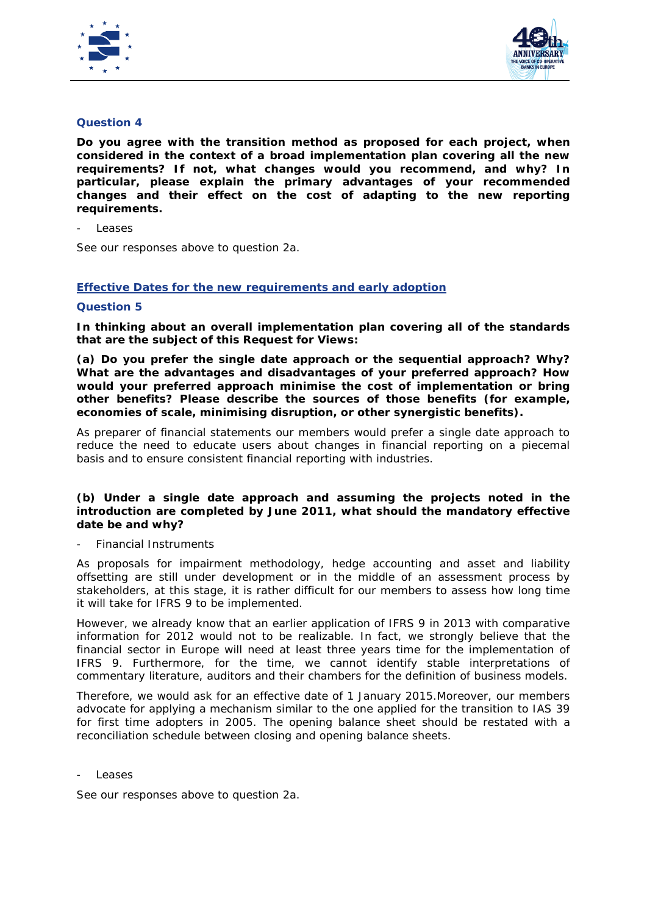### Question 4

**Do you agree with the transition method as proposed for each project, when considered in the context of a broad implementation plan covering all the new requirements? If not, what changes would you recommend, and why? In particular, please explain the primary advantages of your recommended changes and their effect on the cost of adapting to the new reporting requirements.**

- Leases

See our responses above to question 2a.

## Effective Dates for the new requirements and early adoption

### Question 5

**In thinking about an overall implementation plan covering all of the standards that are the subject of this Request for Views:**

**(a) Do you prefer the single date approach or the sequential approach? Why? What are the advantages and disadvantages of your preferred approach? How would your preferred approach minimise the cost of implementation or bring other benefits? Please describe the sources of those benefits (for example, economies of scale, minimising disruption, or other synergistic benefits).**

As preparer of financial statements our members would prefer a single date approach to reduce the need to educate users about changes in financial reporting on a piecemeal basis and to ensure consistent financial reporting with industries.

**(b) Under a single date approach and assuming the projects noted in the introduction are completed by June 2011, what should the mandatory effective date be and why?**

- Financial Instruments

As proposals for impairment methodology, hedge accounting and asset and liability offsetting are still under development or in the middle of an assessment process by stakeholders, at this stage, it is rather difficult for our members to assess how long time it will take for IFRS 9 to be implemented.

However, we already know that an earlier application of IFRS 9 in 2013 with comparative information for 2012 would not to be realizable. In fact, we strongly believe that the financial sector in Europe will need at least three years time for the implementation of IFRS 9. Furthermore, for the time, we cannot identify stable interpretations of commentary literature, auditors and their chambers for the definition of business models.

Therefore, we would ask for an effective date of 1 January 2015.Moreover, our members advocate for applying a mechanism similar to the one applied for the transition to IAS 39 for first time adopters in 2005. The opening balance sheet should be restated with a reconciliation schedule between closing and opening balance sheets.

- Leases

See our responses above to question 2a.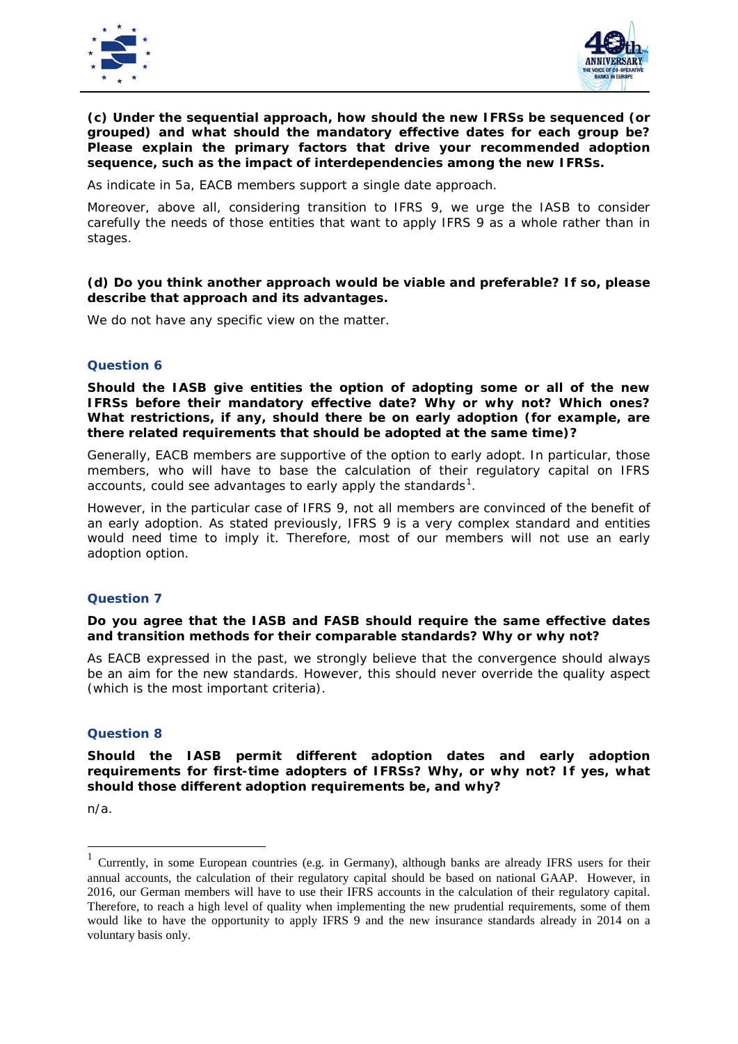**(c) Under the sequential approach, how should the new IFRSs be sequenced (or grouped) and what should the mandatory effective dates for each group be? Please explain the primary factors that drive your recommended adoption sequence, such as the impact of interdependencies among the new IFRSs.**

As indicate in 5a, EACB members support a single date approach.

Moreover, above all, considering transition to IFRS 9, we urge the IASB to consider carefully the needs of those entities that want to apply IFRS 9 as a whole rather than in stages.

**(d) Do you think another approach would be viable and preferable? If so, please describe that approach and its advantages.**

We do not have any specific view on the matter.

### Question 6

**Should the IASB give entities the option of adopting some or all of the new IFRSs before their mandatory effective date? Why or why not? Which ones? What restrictions, if any, should there be on early adoption (for example, are there related requirements that should be adopted at the same time)?**

Generally, EACB members are supportive of the option to early adopt. In particular, those members, who will have to base the calculation of their regulatory capital on IFRS accounts, could see advantages to early apply the standards[1].

However, in the particular case of IFRS 9, not all members are convinced of the benefit of an early adoption. As stated previously, IFRS 9 is a very complex standard and entities would need time to imply it. Therefore, most of our members will not use an early adoption option.

### Question 7

**Do you agree that the IASB and FASB should require the same effective dates and transition methods for their comparable standards? Why or why not?**

As EACB expressed in the past, we strongly believe that the convergence should always be an aim for the new standards. However, this should never override the quality aspect (which is the most important criteria).

### Question 8

**Should the IASB permit different adoption dates and early adoption requirements for first-time adopters of IFRSs? Why, or why not? If yes, what should those different adoption requirements be, and why?**

n/a.

---

[1] Currently, in some European countries (e.g. in Germany), although banks are already IFRS users for their annual accounts, the calculation of their regulatory capital should be based on national GAAP. However, in 2016, our German members will have to use their IFRS accounts in the calculation of their regulatory capital. Therefore, to reach a high level of quality when implementing the new prudential requirements, some of them would like to have the opportunity to apply IFRS 9 and the new insurance standards already in 2014 on a voluntary basis only.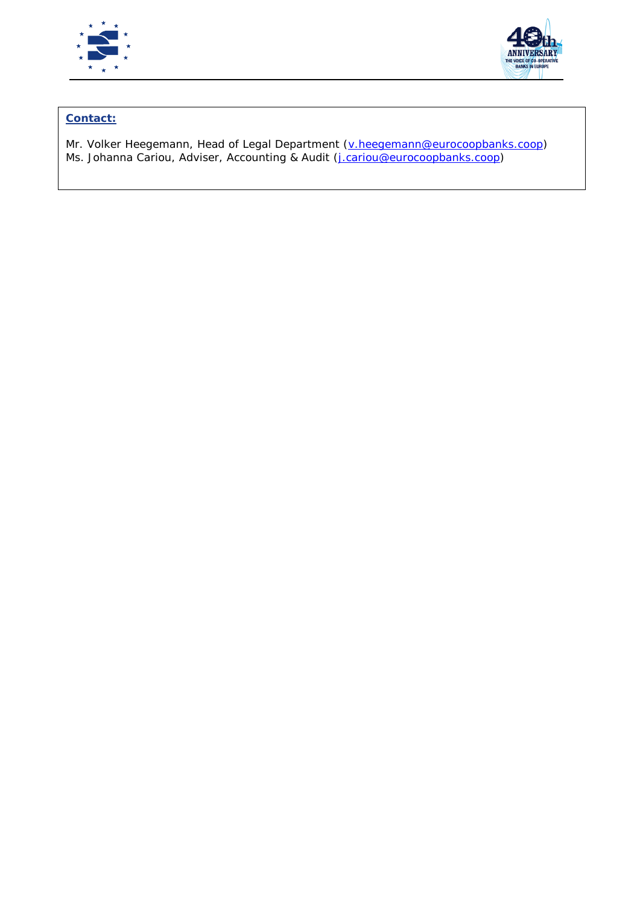**Contact:**

Mr. Volker Heegemann, Head of Legal Department (v.heegemann@eurocoopbanks.coop)
Ms. Johanna Cariou, Adviser, Accounting & Audit (j.cariou@eurocoopbanks.coop)